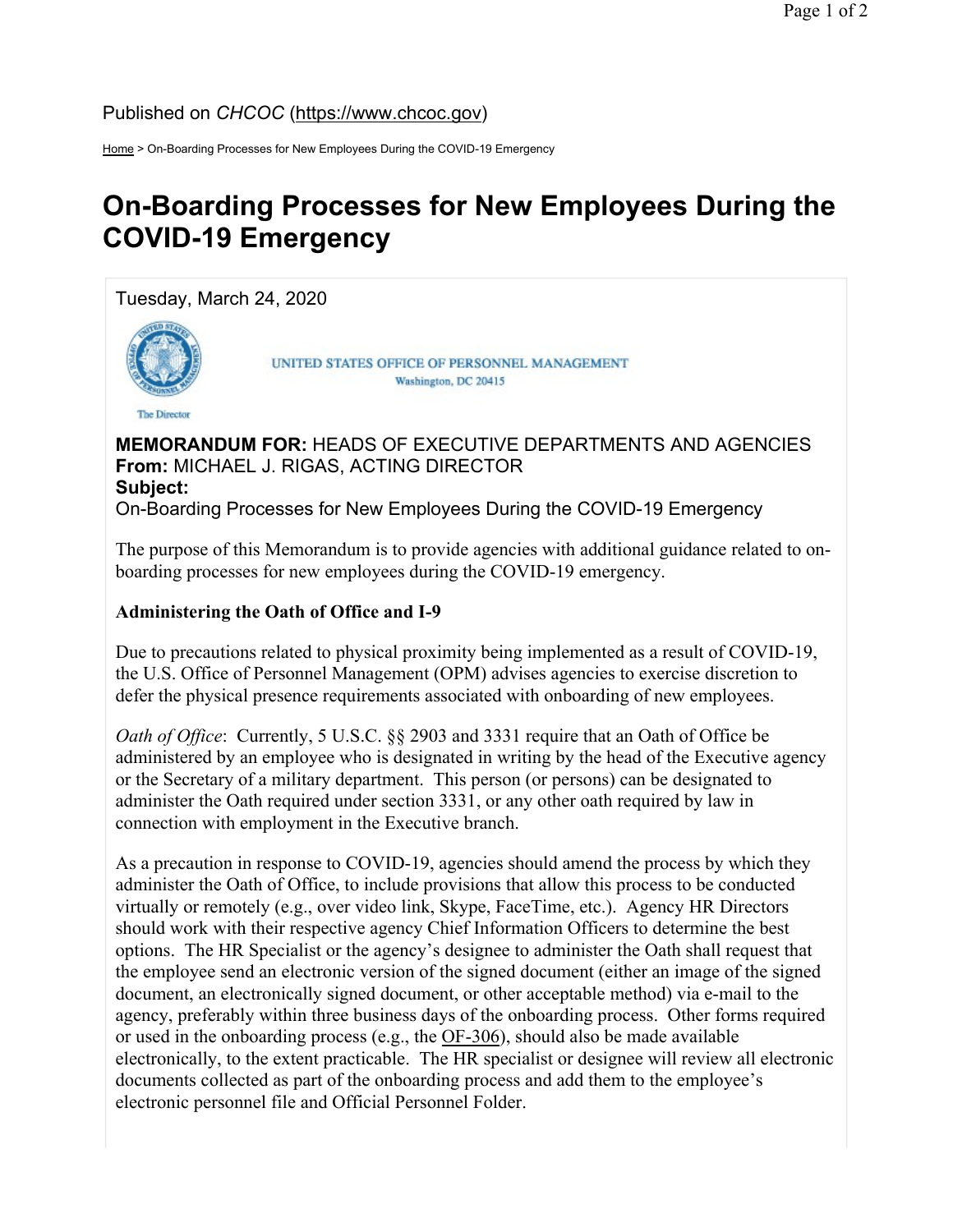Published on *CHCOC* (https://www.chcoc.gov)

Home > On-Boarding Processes for New Employees During the COVID-19 Emergency

# On-Boarding Processes for New Employees During the COVID-19 Emergency

Tuesday, March 24, 2020

UNITED STATES OFFICE OF PERSONNEL MANAGEMENT
Washington, DC 20415

The Director

**MEMORANDUM FOR:** HEADS OF EXECUTIVE DEPARTMENTS AND AGENCIES
**From:** MICHAEL J. RIGAS, ACTING DIRECTOR
**Subject:**
On-Boarding Processes for New Employees During the COVID-19 Emergency

The purpose of this Memorandum is to provide agencies with additional guidance related to on-boarding processes for new employees during the COVID-19 emergency.

**Administering the Oath of Office and I-9**

Due to precautions related to physical proximity being implemented as a result of COVID-19, the U.S. Office of Personnel Management (OPM) advises agencies to exercise discretion to defer the physical presence requirements associated with onboarding of new employees.

*Oath of Office*: Currently, 5 U.S.C. §§ 2903 and 3331 require that an Oath of Office be administered by an employee who is designated in writing by the head of the Executive agency or the Secretary of a military department. This person (or persons) can be designated to administer the Oath required under section 3331, or any other oath required by law in connection with employment in the Executive branch.

As a precaution in response to COVID-19, agencies should amend the process by which they administer the Oath of Office, to include provisions that allow this process to be conducted virtually or remotely (e.g., over video link, Skype, FaceTime, etc.). Agency HR Directors should work with their respective agency Chief Information Officers to determine the best options. The HR Specialist or the agency's designee to administer the Oath shall request that the employee send an electronic version of the signed document (either an image of the signed document, an electronically signed document, or other acceptable method) via e-mail to the agency, preferably within three business days of the onboarding process. Other forms required or used in the onboarding process (e.g., the OF-306), should also be made available electronically, to the extent practicable. The HR specialist or designee will review all electronic documents collected as part of the onboarding process and add them to the employee's electronic personnel file and Official Personnel Folder.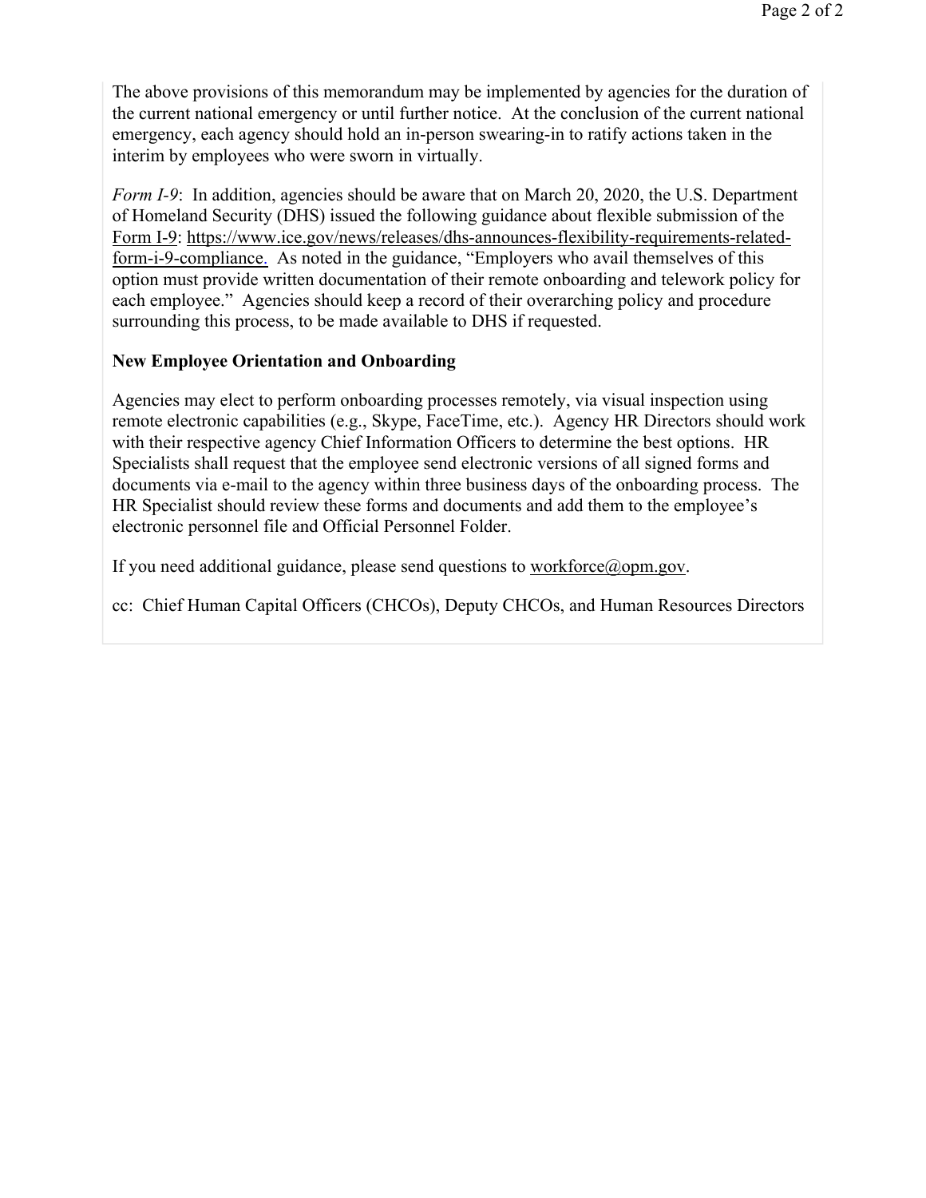The above provisions of this memorandum may be implemented by agencies for the duration of the current national emergency or until further notice. At the conclusion of the current national emergency, each agency should hold an in-person swearing-in to ratify actions taken in the interim by employees who were sworn in virtually.

*Form I-9*: In addition, agencies should be aware that on March 20, 2020, the U.S. Department of Homeland Security (DHS) issued the following guidance about flexible submission of the Form I-9: https://www.ice.gov/news/releases/dhs-announces-flexibility-requirements-related-form-i-9-compliance. As noted in the guidance, "Employers who avail themselves of this option must provide written documentation of their remote onboarding and telework policy for each employee." Agencies should keep a record of their overarching policy and procedure surrounding this process, to be made available to DHS if requested.

**New Employee Orientation and Onboarding**

Agencies may elect to perform onboarding processes remotely, via visual inspection using remote electronic capabilities (e.g., Skype, FaceTime, etc.). Agency HR Directors should work with their respective agency Chief Information Officers to determine the best options. HR Specialists shall request that the employee send electronic versions of all signed forms and documents via e-mail to the agency within three business days of the onboarding process. The HR Specialist should review these forms and documents and add them to the employee's electronic personnel file and Official Personnel Folder.

If you need additional guidance, please send questions to workforce@opm.gov.

cc: Chief Human Capital Officers (CHCOs), Deputy CHCOs, and Human Resources Directors